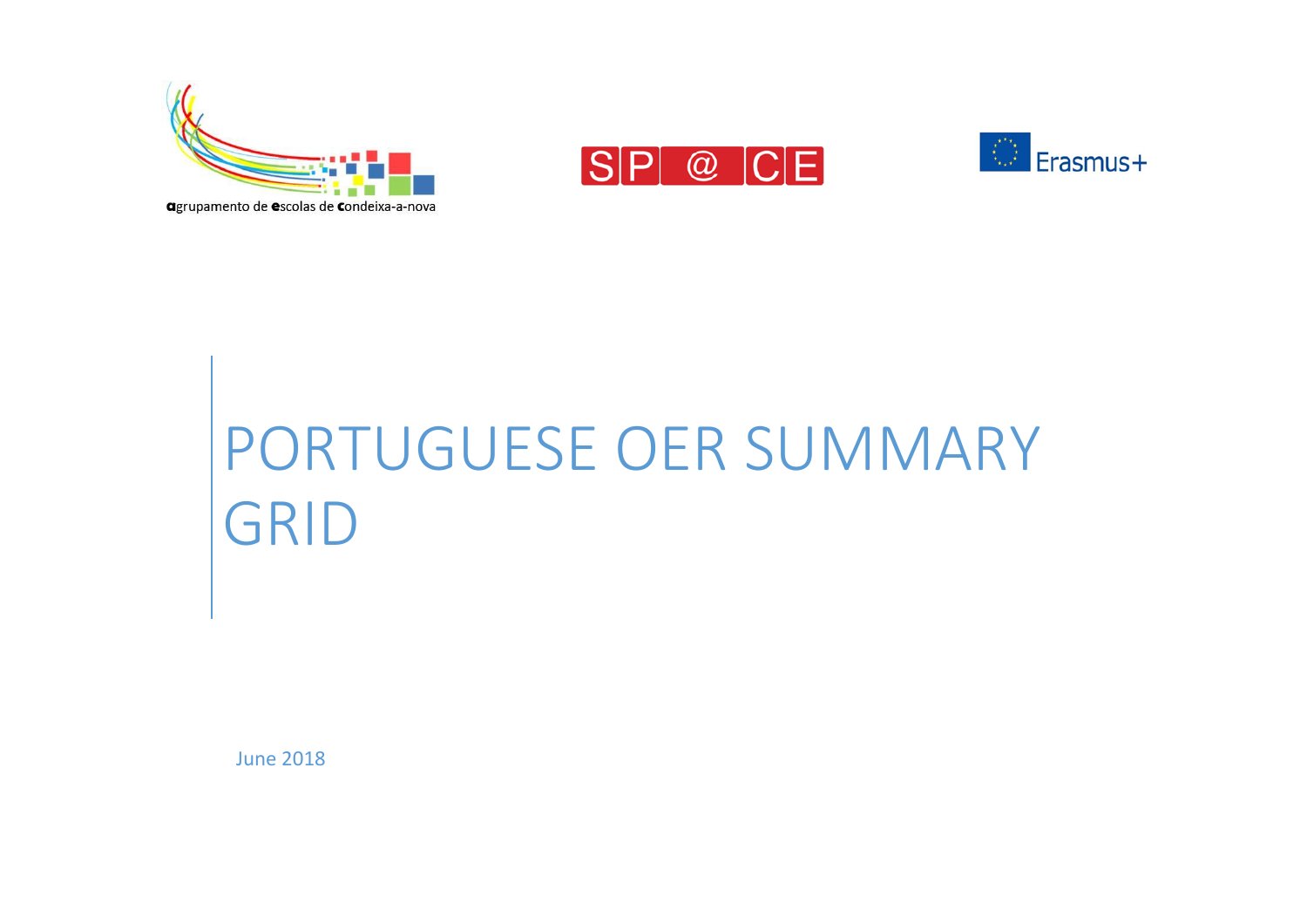agrupamento de escolas de condeixa-a-nova

SP@CE

Erasmus+

# PORTUGUESE OER SUMMARY GRID

June 2018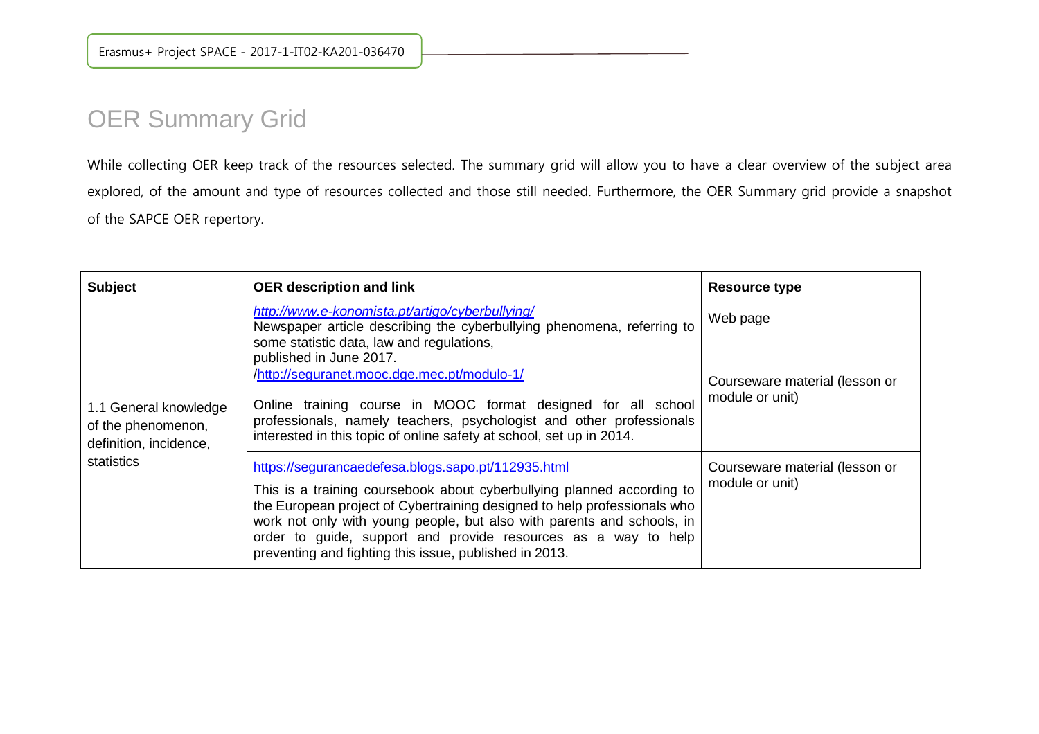# OER Summary Grid

While collecting OER keep track of the resources selected. The summary grid will allow you to have a clear overview of the subject area explored, of the amount and type of resources collected and those still needed. Furthermore, the OER Summary grid provide a snapshot of the SAPCE OER repertory.

| Subject | OER description and link | Resource type |
|---|---|---|
| 1.1 General knowledge of the phenomenon, definition, incidence, statistics | *http://www.e-konomista.pt/artigo/cyberbullying/*<br>Newspaper article describing the cyberbullying phenomena, referring to some statistic data, law and regulations, published in June 2017. | Web page |
| | /http://seguranet.mooc.dge.mec.pt/modulo-1/<br><br>Online training course in MOOC format designed for all school professionals, namely teachers, psychologist and other professionals interested in this topic of online safety at school, set up in 2014. | Courseware material (lesson or module or unit) |
| | https://segurancaedefesa.blogs.sapo.pt/112935.html<br><br>This is a training coursebook about cyberbullying planned according to the European project of Cybertraining designed to help professionals who work not only with young people, but also with parents and schools, in order to guide, support and provide resources as a way to help preventing and fighting this issue, published in 2013. | Courseware material (lesson or module or unit) |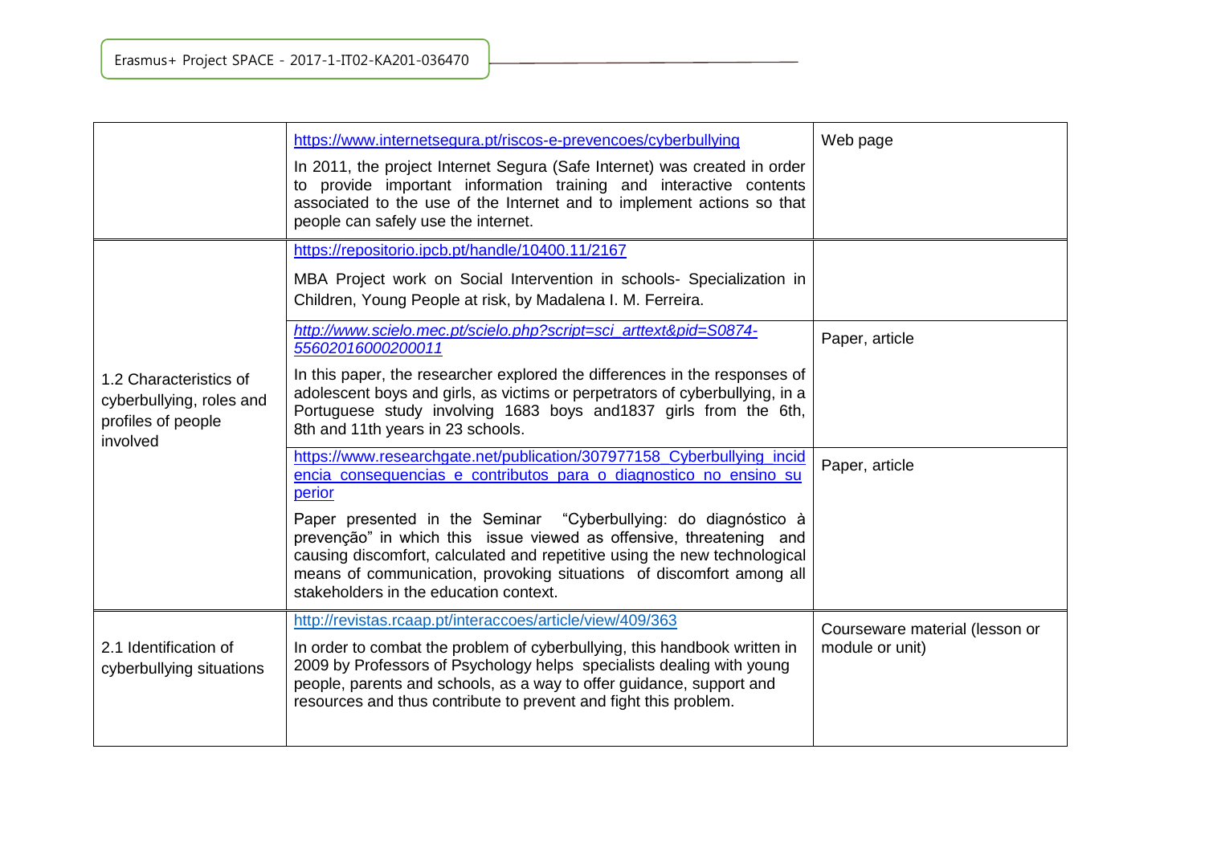| | | |
|---|---|---|
| | https://www.internetsegura.pt/riscos-e-prevencoes/cyberbullying<br><br>In 2011, the project Internet Segura (Safe Internet) was created in order to provide important information training and interactive contents associated to the use of the Internet and to implement actions so that people can safely use the internet. | Web page |
| 1.2 Characteristics of cyberbullying, roles and profiles of people involved | https://repositorio.ipcb.pt/handle/10400.11/2167<br><br>MBA Project work on Social Intervention in schools- Specialization in Children, Young People at risk, by Madalena I. M. Ferreira. | |
| | *http://www.scielo.mec.pt/scielo.php?script=sci_arttext&pid=S0874-55602016000200011*<br><br>In this paper, the researcher explored the differences in the responses of adolescent boys and girls, as victims or perpetrators of cyberbullying, in a Portuguese study involving 1683 boys and1837 girls from the 6th, 8th and 11th years in 23 schools. | Paper, article |
| | https://www.researchgate.net/publication/307977158_Cyberbullying_incidencia_consequencias_e_contributos_para_o_diagnostico_no_ensino_superior<br><br>Paper presented in the Seminar "Cyberbullying: do diagnóstico à prevenção" in which this issue viewed as offensive, threatening and causing discomfort, calculated and repetitive using the new technological means of communication, provoking situations of discomfort among all stakeholders in the education context. | Paper, article |
| 2.1 Identification of cyberbullying situations | http://revistas.rcaap.pt/interaccoes/article/view/409/363<br><br>In order to combat the problem of cyberbullying, this handbook written in 2009 by Professors of Psychology helps specialists dealing with young people, parents and schools, as a way to offer guidance, support and resources and thus contribute to prevent and fight this problem. | Courseware material (lesson or module or unit) |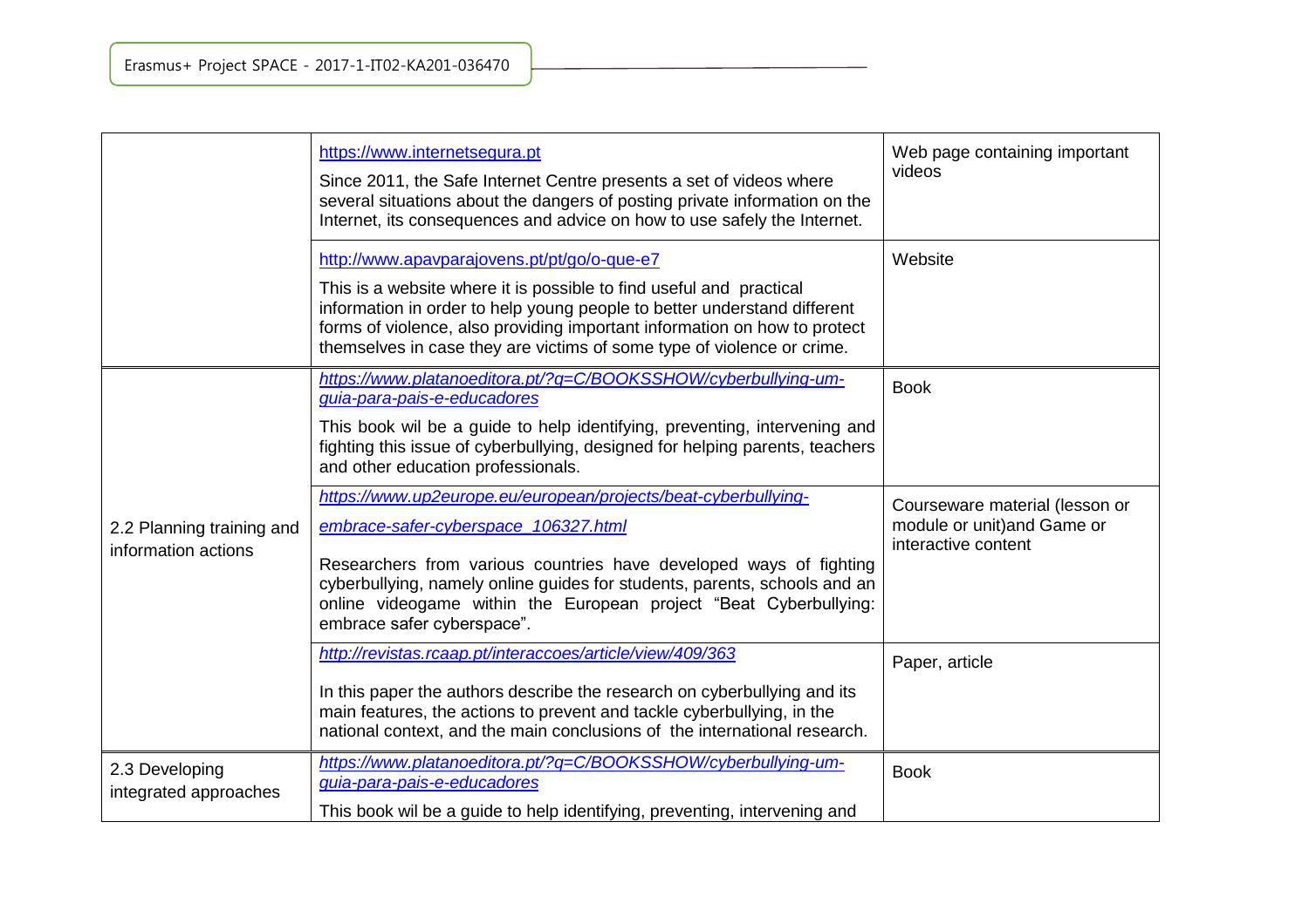| | | |
|---|---|---|
| | https://www.internetsegura.pt<br>Since 2011, the Safe Internet Centre presents a set of videos where several situations about the dangers of posting private information on the Internet, its consequences and advice on how to use safely the Internet. | Web page containing important videos |
| | http://www.apavparajovens.pt/pt/go/o-que-e7<br>This is a website where it is possible to find useful and practical information in order to help young people to better understand different forms of violence, also providing important information on how to protect themselves in case they are victims of some type of violence or crime. | Website |
| 2.2 Planning training and information actions | *https://www.platanoeditora.pt/?q=C/BOOKSSHOW/cyberbullying-um-guia-para-pais-e-educadores*<br>This book wil be a guide to help identifying, preventing, intervening and fighting this issue of cyberbullying, designed for helping parents, teachers and other education professionals. | Book |
| | *https://www.up2europe.eu/european/projects/beat-cyberbullying-embrace-safer-cyberspace_106327.html*<br>Researchers from various countries have developed ways of fighting cyberbullying, namely online guides for students, parents, schools and an online videogame within the European project "Beat Cyberbullying: embrace safer cyberspace". | Courseware material (lesson or module or unit)and Game or interactive content |
| | *http://revistas.rcaap.pt/interaccoes/article/view/409/363*<br>In this paper the authors describe the research on cyberbullying and its main features, the actions to prevent and tackle cyberbullying, in the national context, and the main conclusions of the international research. | Paper, article |
| 2.3 Developing integrated approaches | *https://www.platanoeditora.pt/?q=C/BOOKSSHOW/cyberbullying-um-guia-para-pais-e-educadores*<br>This book wil be a guide to help identifying, preventing, intervening and | Book |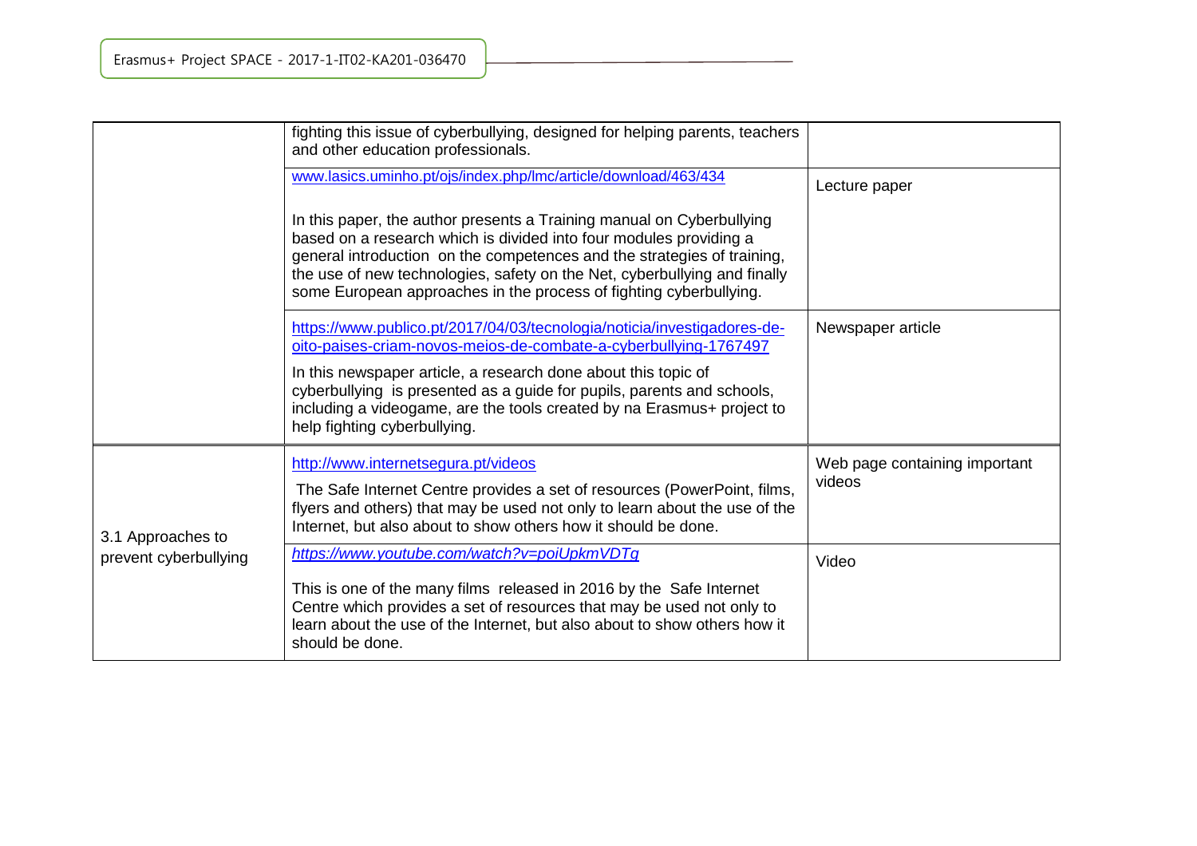| | | |
|---|---|---|
| | fighting this issue of cyberbullying, designed for helping parents, teachers and other education professionals. | |
| | www.lasics.uminho.pt/ojs/index.php/lmc/article/download/463/434<br><br>In this paper, the author presents a Training manual on Cyberbullying based on a research which is divided into four modules providing a general introduction on the competences and the strategies of training, the use of new technologies, safety on the Net, cyberbullying and finally some European approaches in the process of fighting cyberbullying. | Lecture paper |
| | https://www.publico.pt/2017/04/03/tecnologia/noticia/investigadores-de-oito-paises-criam-novos-meios-de-combate-a-cyberbullying-1767497<br><br>In this newspaper article, a research done about this topic of cyberbullying is presented as a guide for pupils, parents and schools, including a videogame, are the tools created by na Erasmus+ project to help fighting cyberbullying. | Newspaper article |
| 3.1 Approaches to prevent cyberbullying | http://www.internetsegura.pt/videos<br><br>The Safe Internet Centre provides a set of resources (PowerPoint, films, flyers and others) that may be used not only to learn about the use of the Internet, but also about to show others how it should be done. | Web page containing important videos |
| | *https://www.youtube.com/watch?v=poiUpkmVDTg*<br><br>This is one of the many films released in 2016 by the Safe Internet Centre which provides a set of resources that may be used not only to learn about the use of the Internet, but also about to show others how it should be done. | Video |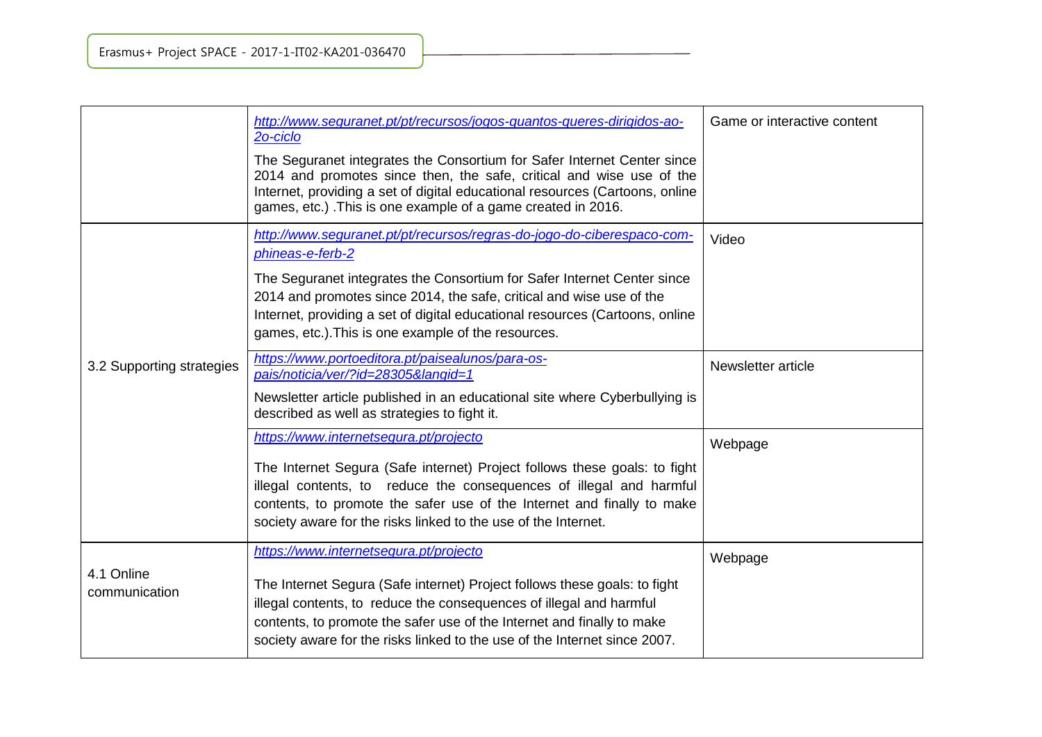| | | |
|---|---|---|
| | *http://www.seguranet.pt/pt/recursos/jogos-quantos-queres-dirigidos-ao-2o-ciclo* The Seguranet integrates the Consortium for Safer Internet Center since 2014 and promotes since then, the safe, critical and wise use of the Internet, providing a set of digital educational resources (Cartoons, online games, etc.) .This is one example of a game created in 2016. | Game or interactive content |
| 3.2 Supporting strategies | *http://www.seguranet.pt/pt/recursos/regras-do-jogo-do-ciberespaco-com-phineas-e-ferb-2* The Seguranet integrates the Consortium for Safer Internet Center since 2014 and promotes since 2014, the safe, critical and wise use of the Internet, providing a set of digital educational resources (Cartoons, online games, etc.).This is one example of the resources. | Video |
| | *https://www.portoeditora.pt/paisealunos/para-os-pais/noticia/ver/?id=28305&langid=1* Newsletter article published in an educational site where Cyberbullying is described as well as strategies to fight it. | Newsletter article |
| | *https://www.internetsegura.pt/projecto* The Internet Segura (Safe internet) Project follows these goals: to fight illegal contents, to reduce the consequences of illegal and harmful contents, to promote the safer use of the Internet and finally to make society aware for the risks linked to the use of the Internet. | Webpage |
| 4.1 Online communication | *https://www.internetsegura.pt/projecto* The Internet Segura (Safe internet) Project follows these goals: to fight illegal contents, to reduce the consequences of illegal and harmful contents, to promote the safer use of the Internet and finally to make society aware for the risks linked to the use of the Internet since 2007. | Webpage |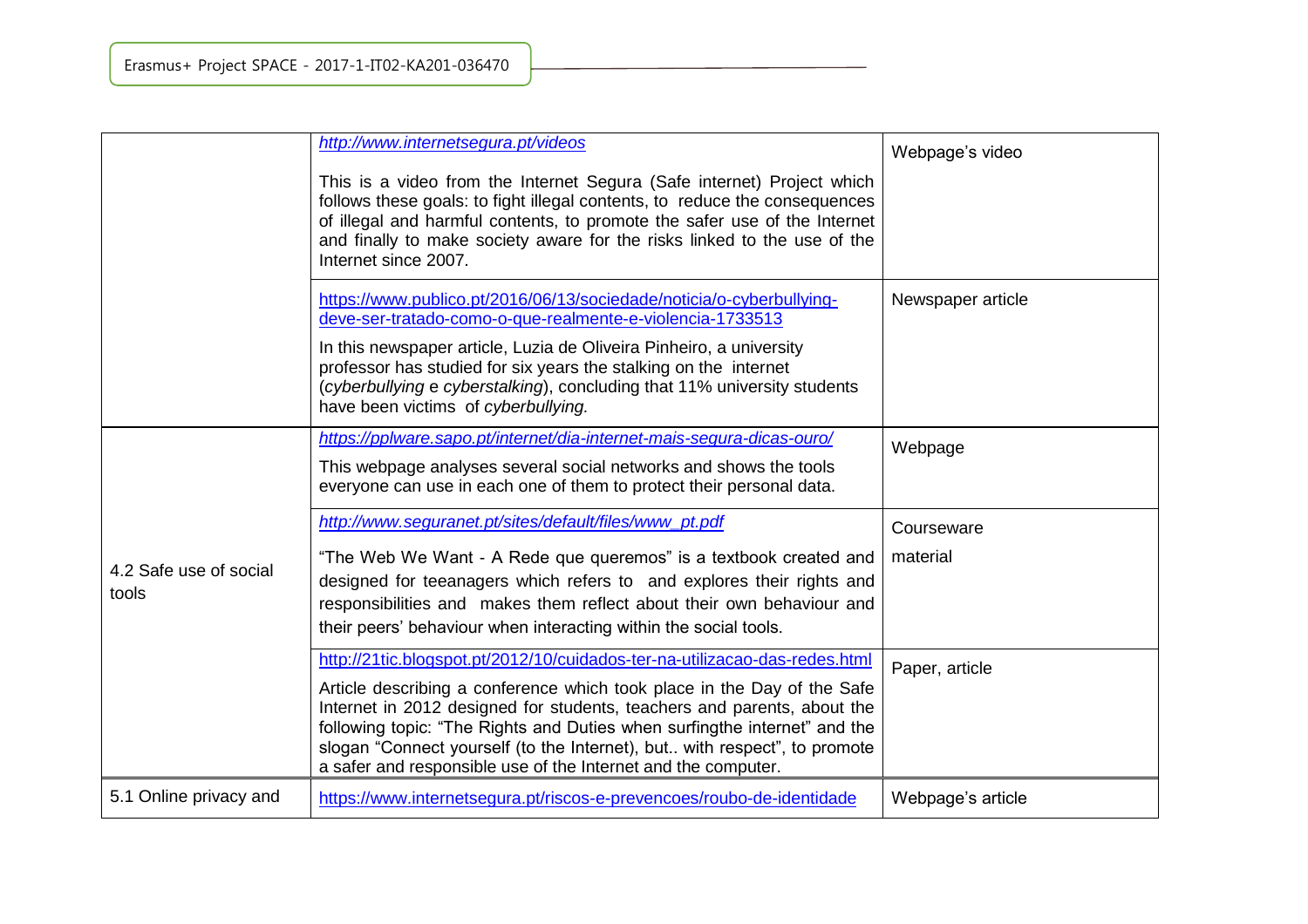| | | |
|---|---|---|
| | *http://www.internetsegura.pt/videos*<br><br>This is a video from the Internet Segura (Safe internet) Project which follows these goals: to fight illegal contents, to reduce the consequences of illegal and harmful contents, to promote the safer use of the Internet and finally to make society aware for the risks linked to the use of the Internet since 2007. | Webpage's video |
| | https://www.publico.pt/2016/06/13/sociedade/noticia/o-cyberbullying-deve-ser-tratado-como-o-que-realmente-e-violencia-1733513<br><br>In this newspaper article, Luzia de Oliveira Pinheiro, a university professor has studied for six years the stalking on the internet (*cyberbullying* e *cyberstalking*), concluding that 11% university students have been victims of *cyberbullying.* | Newspaper article |
| 4.2 Safe use of social tools | *https://pplware.sapo.pt/internet/dia-internet-mais-segura-dicas-ouro/*<br><br>This webpage analyses several social networks and shows the tools everyone can use in each one of them to protect their personal data. | Webpage |
| | *http://www.seguranet.pt/sites/default/files/www_pt.pdf*<br><br>"The Web We Want - A Rede que queremos" is a textbook created and designed for teeanagers which refers to and explores their rights and responsibilities and makes them reflect about their own behaviour and their peers' behaviour when interacting within the social tools. | Courseware material |
| | http://21tic.blogspot.pt/2012/10/cuidados-ter-na-utilizacao-das-redes.html<br><br>Article describing a conference which took place in the Day of the Safe Internet in 2012 designed for students, teachers and parents, about the following topic: "The Rights and Duties when surfingthe internet" and the slogan "Connect yourself (to the Internet), but.. with respect", to promote a safer and responsible use of the Internet and the computer. | Paper, article |
| 5.1 Online privacy and | https://www.internetsegura.pt/riscos-e-prevencoes/roubo-de-identidade | Webpage's article |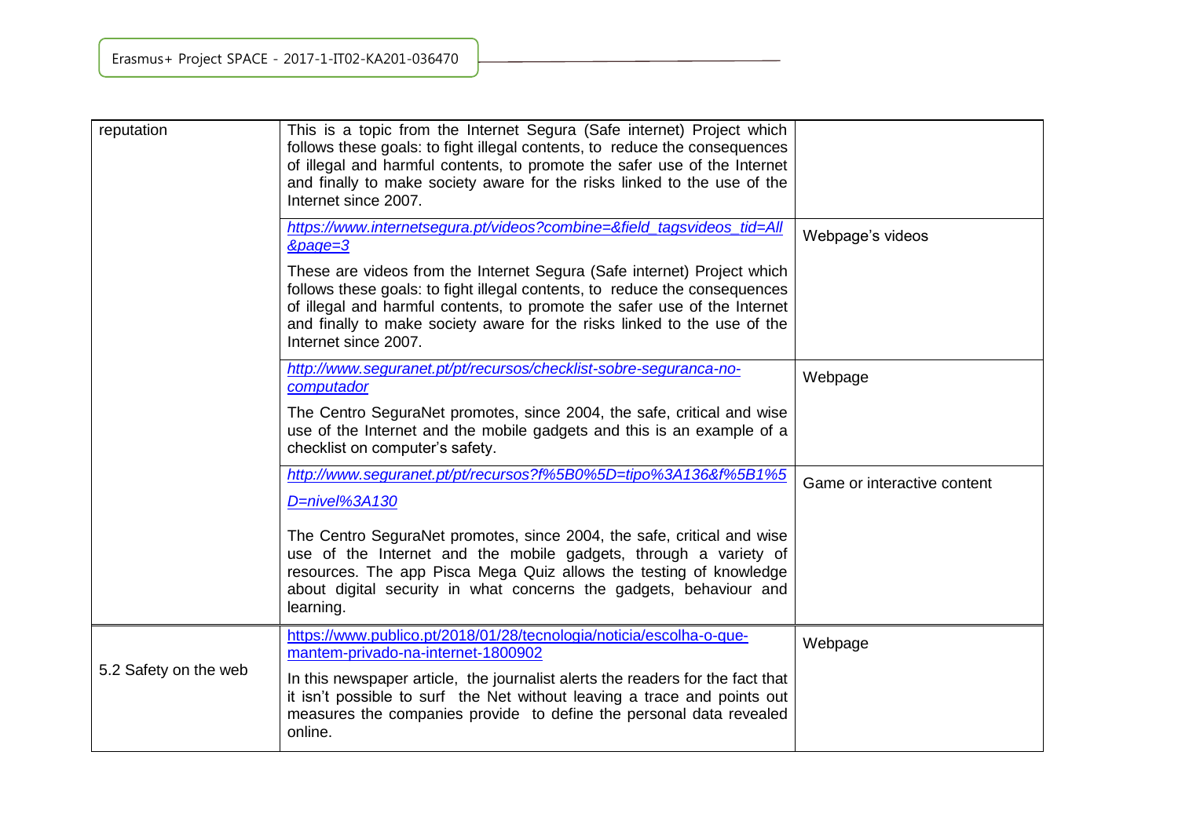| | | |
|---|---|---|
| reputation | This is a topic from the Internet Segura (Safe internet) Project which follows these goals: to fight illegal contents, to reduce the consequences of illegal and harmful contents, to promote the safer use of the Internet and finally to make society aware for the risks linked to the use of the Internet since 2007. | |
| | *https://www.internetsegura.pt/videos?combine=&field_tagsvideos_tid=All&page=3*<br><br>These are videos from the Internet Segura (Safe internet) Project which follows these goals: to fight illegal contents, to reduce the consequences of illegal and harmful contents, to promote the safer use of the Internet and finally to make society aware for the risks linked to the use of the Internet since 2007. | Webpage's videos |
| | *http://www.seguranet.pt/pt/recursos/checklist-sobre-seguranca-no-computador*<br><br>The Centro SeguraNet promotes, since 2004, the safe, critical and wise use of the Internet and the mobile gadgets and this is an example of a checklist on computer's safety. | Webpage |
| | *http://www.seguranet.pt/pt/recursos?f%5B0%5D=tipo%3A136&f%5B1%5D=nivel%3A130*<br><br>The Centro SeguraNet promotes, since 2004, the safe, critical and wise use of the Internet and the mobile gadgets, through a variety of resources. The app Pisca Mega Quiz allows the testing of knowledge about digital security in what concerns the gadgets, behaviour and learning. | Game or interactive content |
| 5.2 Safety on the web | https://www.publico.pt/2018/01/28/tecnologia/noticia/escolha-o-que-mantem-privado-na-internet-1800902<br><br>In this newspaper article, the journalist alerts the readers for the fact that it isn't possible to surf the Net without leaving a trace and points out measures the companies provide to define the personal data revealed online. | Webpage |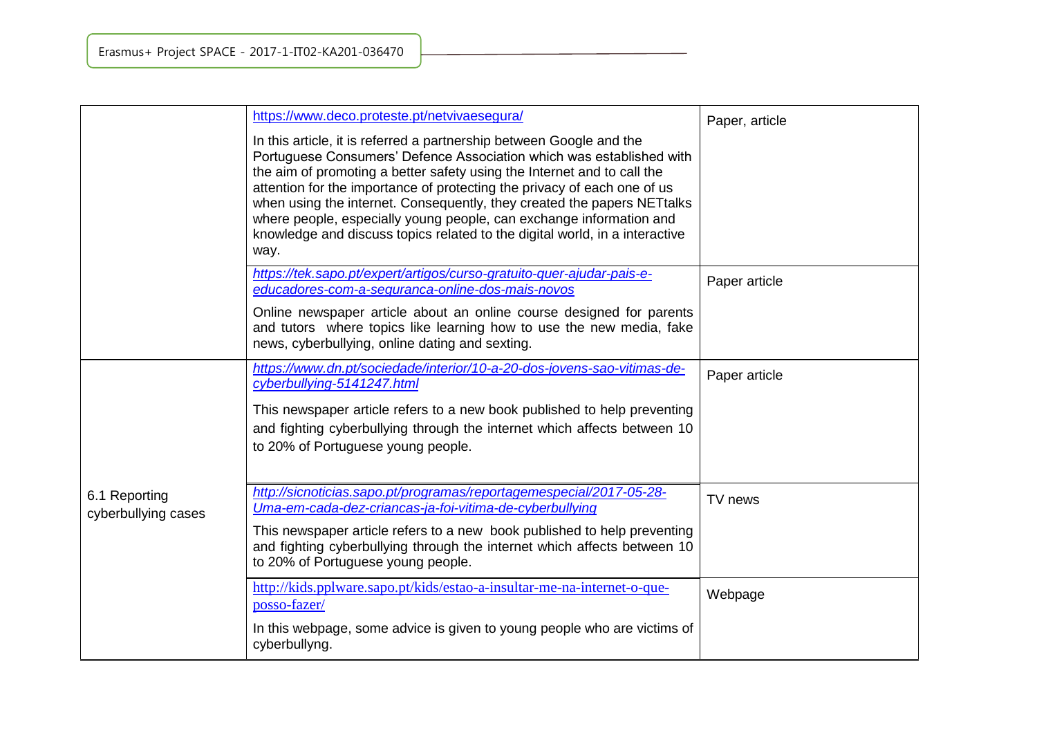| | | |
|---|---|---|
| | https://www.deco.proteste.pt/netvivaesegura/<br><br>In this article, it is referred a partnership between Google and the Portuguese Consumers' Defence Association which was established with the aim of promoting a better safety using the Internet and to call the attention for the importance of protecting the privacy of each one of us when using the internet. Consequently, they created the papers NETtalks where people, especially young people, can exchange information and knowledge and discuss topics related to the digital world, in a interactive way. | Paper, article |
| | *https://tek.sapo.pt/expert/artigos/curso-gratuito-quer-ajudar-pais-e-educadores-com-a-seguranca-online-dos-mais-novos*<br><br>Online newspaper article about an online course designed for parents and tutors where topics like learning how to use the new media, fake news, cyberbullying, online dating and sexting. | Paper article |
| 6.1 Reporting cyberbullying cases | *https://www.dn.pt/sociedade/interior/10-a-20-dos-jovens-sao-vitimas-de-cyberbullying-5141247.html*<br><br>This newspaper article refers to a new book published to help preventing and fighting cyberbullying through the internet which affects between 10 to 20% of Portuguese young people. | Paper article |
| | *http://sicnoticias.sapo.pt/programas/reportagemespecial/2017-05-28-Uma-em-cada-dez-criancas-ja-foi-vitima-de-cyberbullying*<br><br>This newspaper article refers to a new book published to help preventing and fighting cyberbullying through the internet which affects between 10 to 20% of Portuguese young people. | TV news |
| | http://kids.pplware.sapo.pt/kids/estao-a-insultar-me-na-internet-o-que-posso-fazer/<br><br>In this webpage, some advice is given to young people who are victims of cyberbullyng. | Webpage |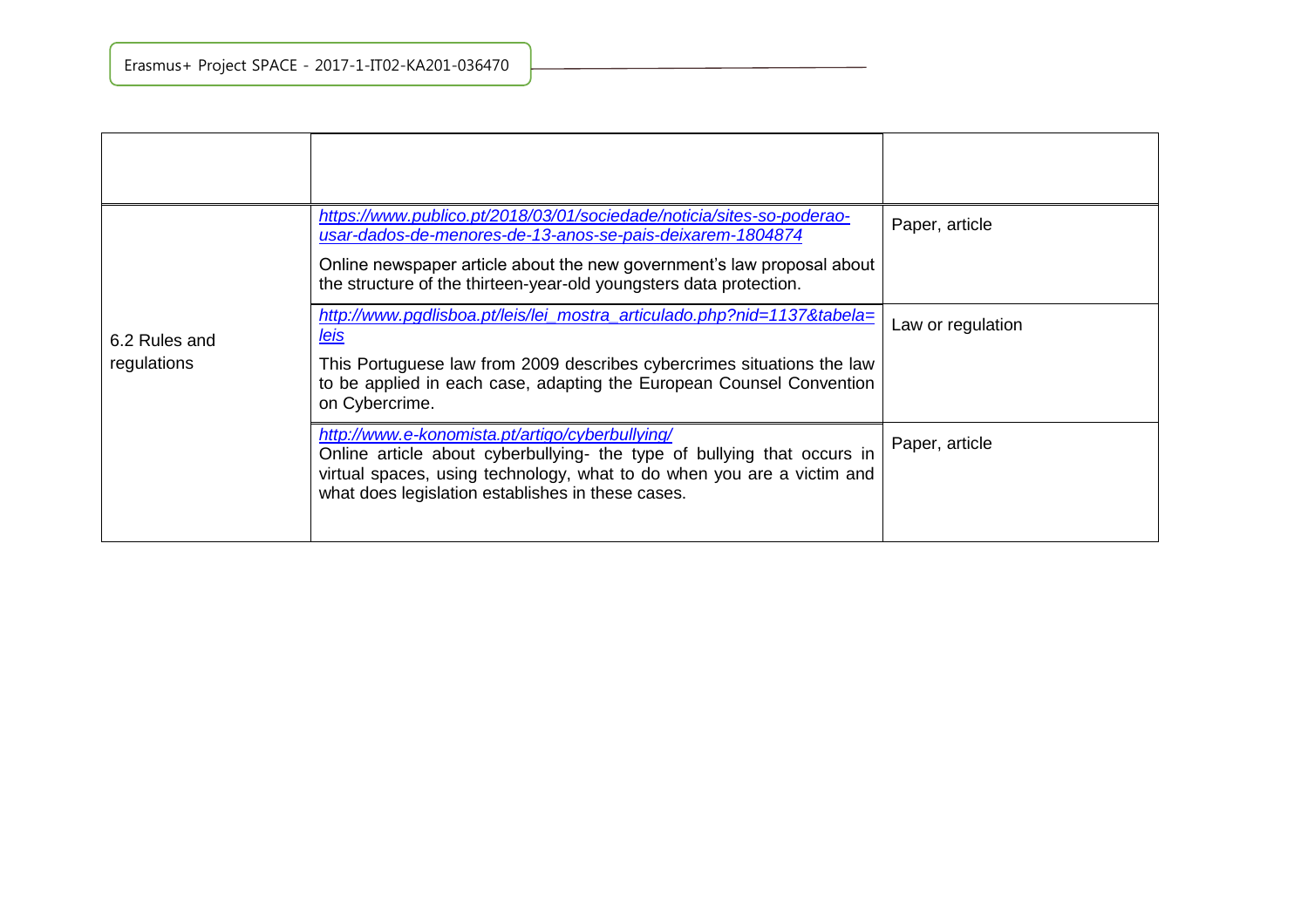| | | |
|---|---|---|
| | | |
| 6.2 Rules and regulations | https://www.publico.pt/2018/03/01/sociedade/noticia/sites-so-poderao-usar-dados-de-menores-de-13-anos-se-pais-deixarem-1804874<br><br>Online newspaper article about the new government's law proposal about the structure of the thirteen-year-old youngsters data protection. | Paper, article |
| | http://www.pgdlisboa.pt/leis/lei_mostra_articulado.php?nid=1137&tabela=leis<br><br>This Portuguese law from 2009 describes cybercrimes situations the law to be applied in each case, adapting the European Counsel Convention on Cybercrime. | Law or regulation |
| | http://www.e-konomista.pt/artigo/cyberbullying/<br>Online article about cyberbullying- the type of bullying that occurs in virtual spaces, using technology, what to do when you are a victim and what does legislation establishes in these cases. | Paper, article |